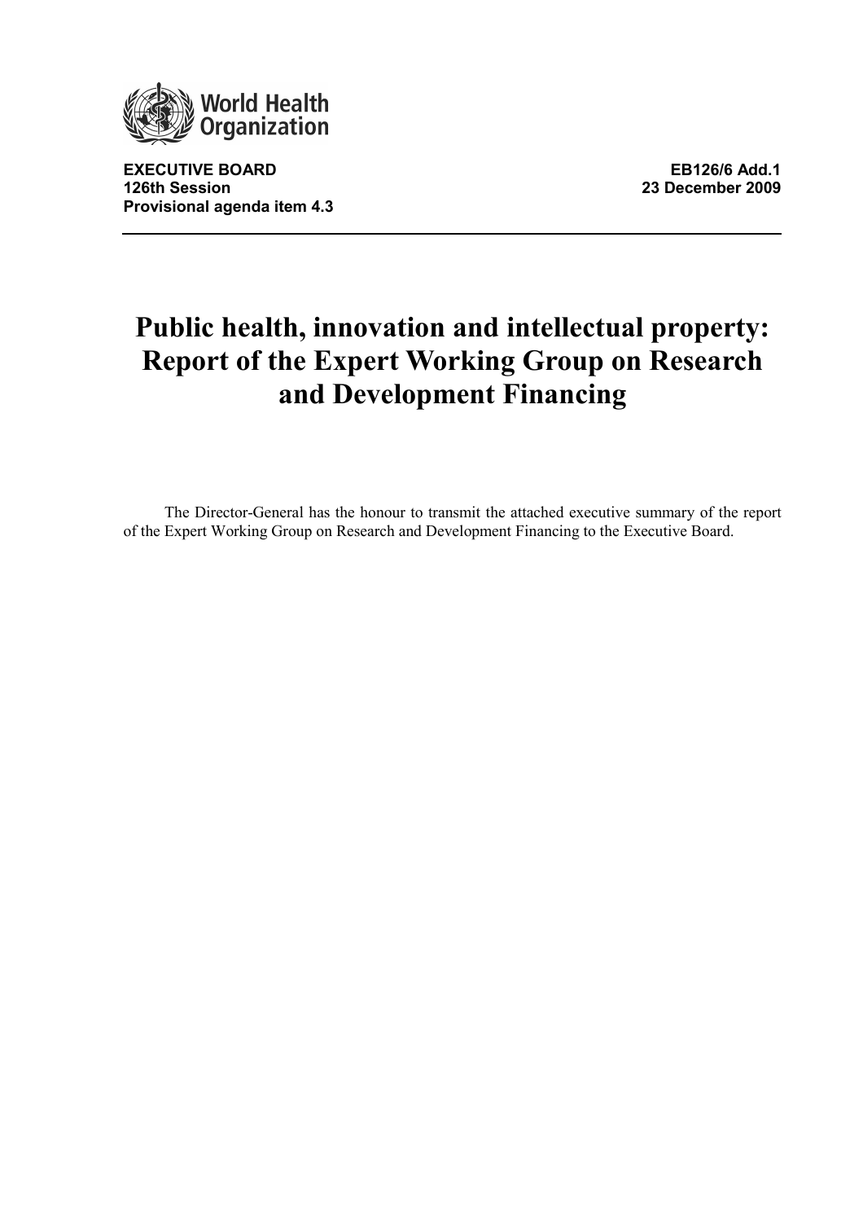World Health Organization

**EXECUTIVE BOARD**
**126th Session**
**Provisional agenda item 4.3**

**EB126/6 Add.1**
**23 December 2009**

# Public health, innovation and intellectual property: Report of the Expert Working Group on Research and Development Financing

The Director-General has the honour to transmit the attached executive summary of the report of the Expert Working Group on Research and Development Financing to the Executive Board.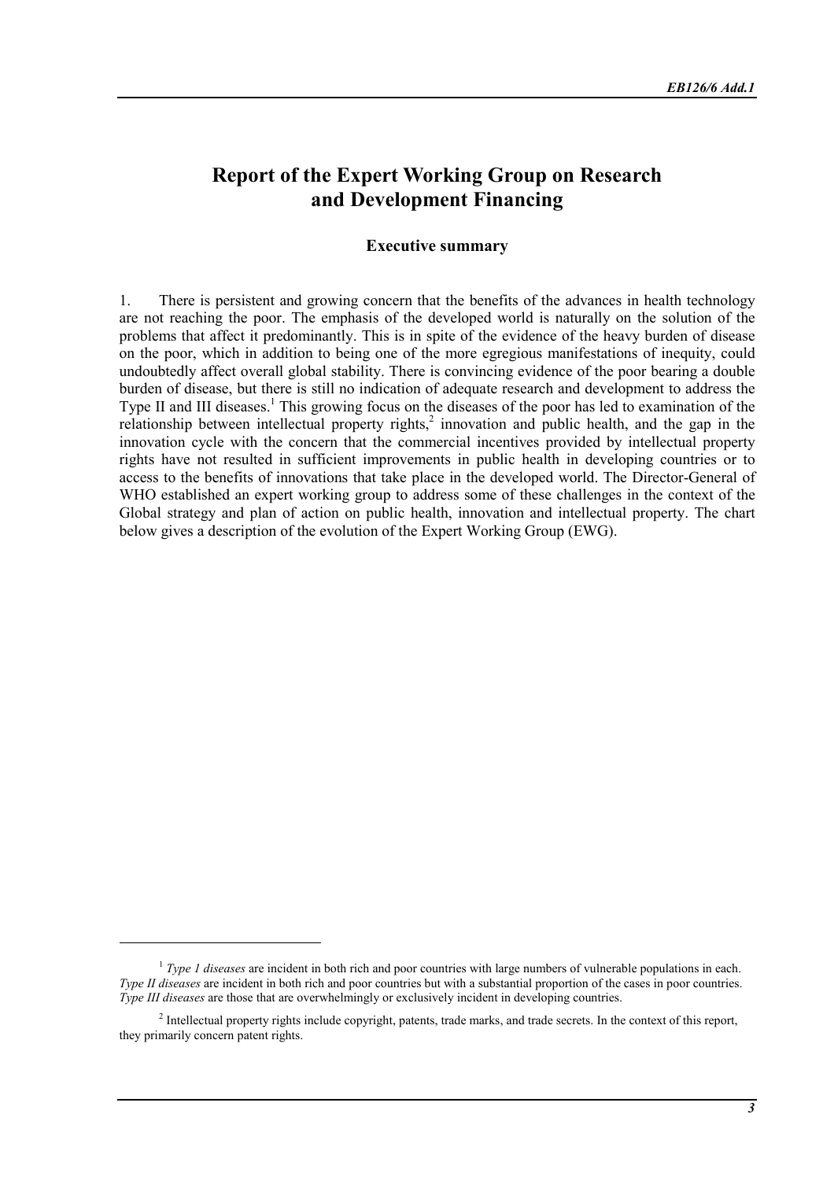# Report of the Expert Working Group on Research and Development Financing

## Executive summary

1. There is persistent and growing concern that the benefits of the advances in health technology are not reaching the poor. The emphasis of the developed world is naturally on the solution of the problems that affect it predominantly. This is in spite of the evidence of the heavy burden of disease on the poor, which in addition to being one of the more egregious manifestations of inequity, could undoubtedly affect overall global stability. There is convincing evidence of the poor bearing a double burden of disease, but there is still no indication of adequate research and development to address the Type II and III diseases.[1] This growing focus on the diseases of the poor has led to examination of the relationship between intellectual property rights,[2] innovation and public health, and the gap in the innovation cycle with the concern that the commercial incentives provided by intellectual property rights have not resulted in sufficient improvements in public health in developing countries or to access to the benefits of innovations that take place in the developed world. The Director-General of WHO established an expert working group to address some of these challenges in the context of the Global strategy and plan of action on public health, innovation and intellectual property. The chart below gives a description of the evolution of the Expert Working Group (EWG).

---

[1] *Type 1 diseases* are incident in both rich and poor countries with large numbers of vulnerable populations in each. *Type II diseases* are incident in both rich and poor countries but with a substantial proportion of the cases in poor countries. *Type III diseases* are those that are overwhelmingly or exclusively incident in developing countries.

[2] Intellectual property rights include copyright, patents, trade marks, and trade secrets. In the context of this report, they primarily concern patent rights.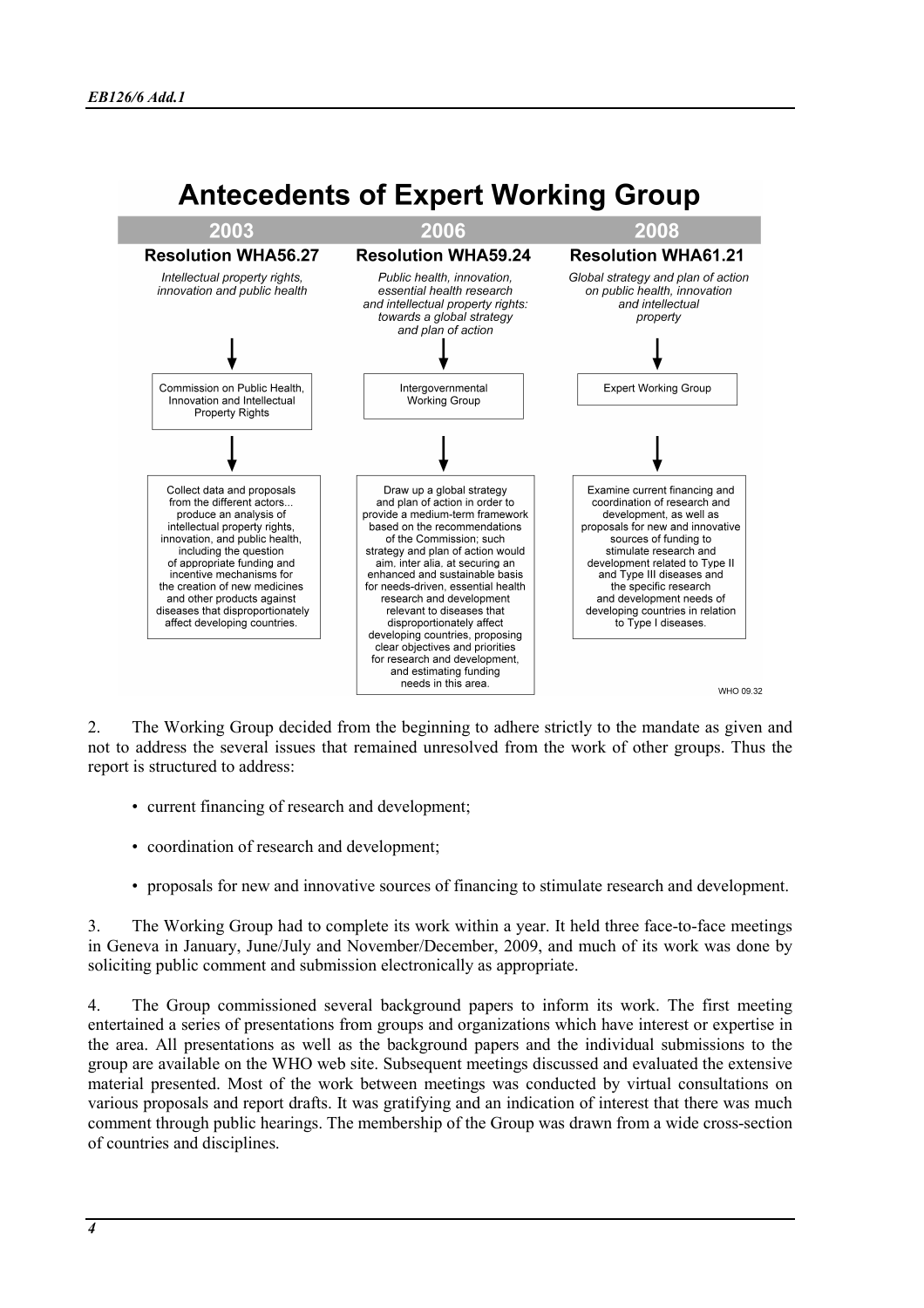## Antecedents of Expert Working Group

| 2003 | 2006 | 2008 |
|---|---|---|
| **Resolution WHA56.27** | **Resolution WHA59.24** | **Resolution WHA61.21** |
| *Intellectual property rights, innovation and public health* | *Public health, innovation, essential health research and intellectual property rights: towards a global strategy and plan of action* | *Global strategy and plan of action on public health, innovation and intellectual property* |
| Commission on Public Health, Innovation and Intellectual Property Rights | Intergovernmental Working Group | Expert Working Group |
| Collect data and proposals from the different actors... produce an analysis of intellectual property rights, innovation, and public health, including the question of appropriate funding and incentive mechanisms for the creation of new medicines and other products against diseases that disproportionately affect developing countries. | Draw up a global strategy and plan of action in order to provide a medium-term framework based on the recommendations of the Commission; such strategy and plan of action would aim, inter alia, at securing an enhanced and sustainable basis for needs-driven, essential health research and development relevant to diseases that disproportionately affect developing countries, proposing clear objectives and priorities for research and development, and estimating funding needs in this area. | Examine current financing and coordination of research and development, as well as proposals for new and innovative sources of funding to stimulate research and development related to Type II and Type III diseases and the specific research and development needs of developing countries in relation to Type I diseases. |

WHO 09.32

2. The Working Group decided from the beginning to adhere strictly to the mandate as given and not to address the several issues that remained unresolved from the work of other groups. Thus the report is structured to address:

- current financing of research and development;
- coordination of research and development;
- proposals for new and innovative sources of financing to stimulate research and development.

3. The Working Group had to complete its work within a year. It held three face-to-face meetings in Geneva in January, June/July and November/December, 2009, and much of its work was done by soliciting public comment and submission electronically as appropriate.

4. The Group commissioned several background papers to inform its work. The first meeting entertained a series of presentations from groups and organizations which have interest or expertise in the area. All presentations as well as the background papers and the individual submissions to the group are available on the WHO web site. Subsequent meetings discussed and evaluated the extensive material presented. Most of the work between meetings was conducted by virtual consultations on various proposals and report drafts. It was gratifying and an indication of interest that there was much comment through public hearings. The membership of the Group was drawn from a wide cross-section of countries and disciplines.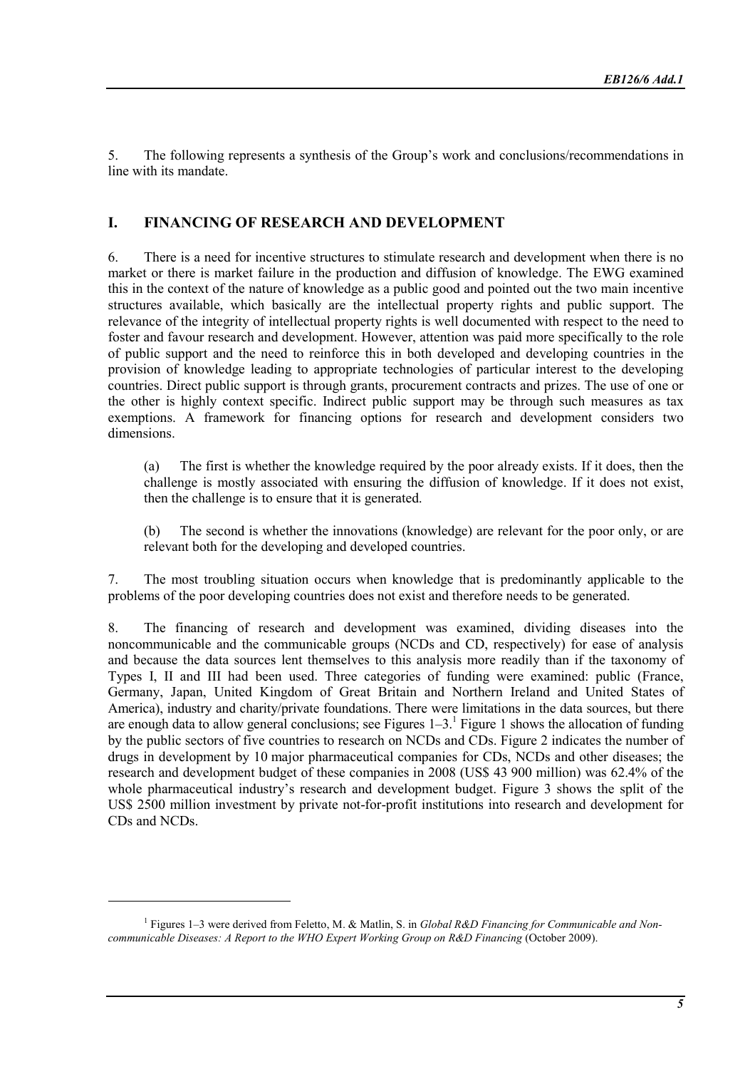5. The following represents a synthesis of the Group's work and conclusions/recommendations in line with its mandate.

## I. FINANCING OF RESEARCH AND DEVELOPMENT

6. There is a need for incentive structures to stimulate research and development when there is no market or there is market failure in the production and diffusion of knowledge. The EWG examined this in the context of the nature of knowledge as a public good and pointed out the two main incentive structures available, which basically are the intellectual property rights and public support. The relevance of the integrity of intellectual property rights is well documented with respect to the need to foster and favour research and development. However, attention was paid more specifically to the role of public support and the need to reinforce this in both developed and developing countries in the provision of knowledge leading to appropriate technologies of particular interest to the developing countries. Direct public support is through grants, procurement contracts and prizes. The use of one or the other is highly context specific. Indirect public support may be through such measures as tax exemptions. A framework for financing options for research and development considers two dimensions.

(a) The first is whether the knowledge required by the poor already exists. If it does, then the challenge is mostly associated with ensuring the diffusion of knowledge. If it does not exist, then the challenge is to ensure that it is generated.

(b) The second is whether the innovations (knowledge) are relevant for the poor only, or are relevant both for the developing and developed countries.

7. The most troubling situation occurs when knowledge that is predominantly applicable to the problems of the poor developing countries does not exist and therefore needs to be generated.

8. The financing of research and development was examined, dividing diseases into the noncommunicable and the communicable groups (NCDs and CD, respectively) for ease of analysis and because the data sources lent themselves to this analysis more readily than if the taxonomy of Types I, II and III had been used. Three categories of funding were examined: public (France, Germany, Japan, United Kingdom of Great Britain and Northern Ireland and United States of America), industry and charity/private foundations. There were limitations in the data sources, but there are enough data to allow general conclusions; see Figures 1–3.[1] Figure 1 shows the allocation of funding by the public sectors of five countries to research on NCDs and CDs. Figure 2 indicates the number of drugs in development by 10 major pharmaceutical companies for CDs, NCDs and other diseases; the research and development budget of these companies in 2008 (US$ 43 900 million) was 62.4% of the whole pharmaceutical industry's research and development budget. Figure 3 shows the split of the US$ 2500 million investment by private not-for-profit institutions into research and development for CDs and NCDs.

---

[1] Figures 1–3 were derived from Feletto, M. & Matlin, S. in *Global R&D Financing for Communicable and Non-communicable Diseases: A Report to the WHO Expert Working Group on R&D Financing* (October 2009).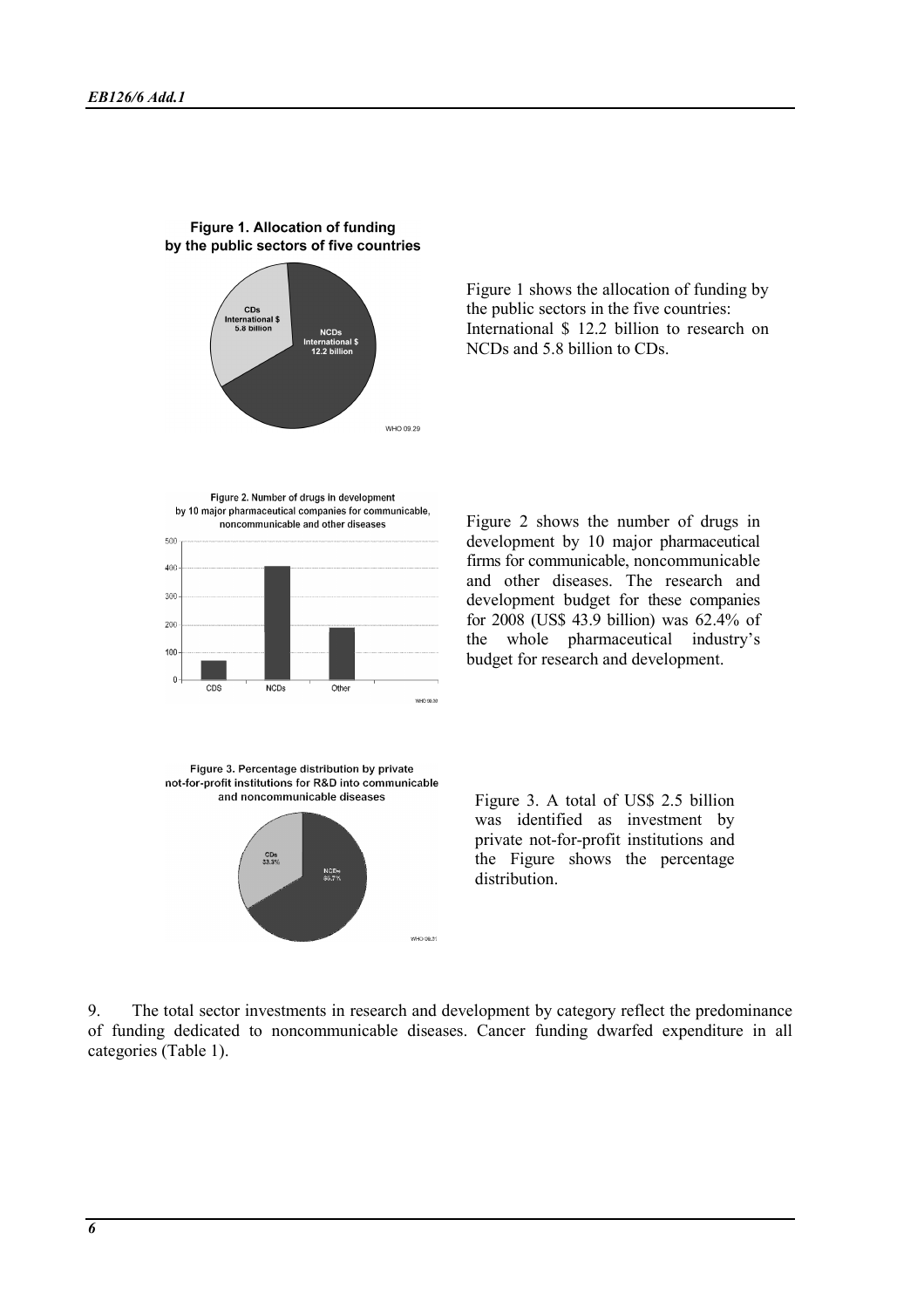**Figure 1. Allocation of funding by the public sectors of five countries**

Figure 1 shows the allocation of funding by the public sectors in the five countries: International $ 12.2 billion to research on NCDs and 5.8 billion to CDs.

**Figure 2. Number of drugs in development by 10 major pharmaceutical companies for communicable, noncommunicable and other diseases**

Figure 2 shows the number of drugs in development by 10 major pharmaceutical firms for communicable, noncommunicable and other diseases. The research and development budget for these companies for 2008 (US$ 43.9 billion) was 62.4% of the whole pharmaceutical industry's budget for research and development.

**Figure 3. Percentage distribution by private not-for-profit institutions for R&D into communicable and noncommunicable diseases**

Figure 3. A total of US$ 2.5 billion was identified as investment by private not-for-profit institutions and the Figure shows the percentage distribution.

9. The total sector investments in research and development by category reflect the predominance of funding dedicated to noncommunicable diseases. Cancer funding dwarfed expenditure in all categories (Table 1).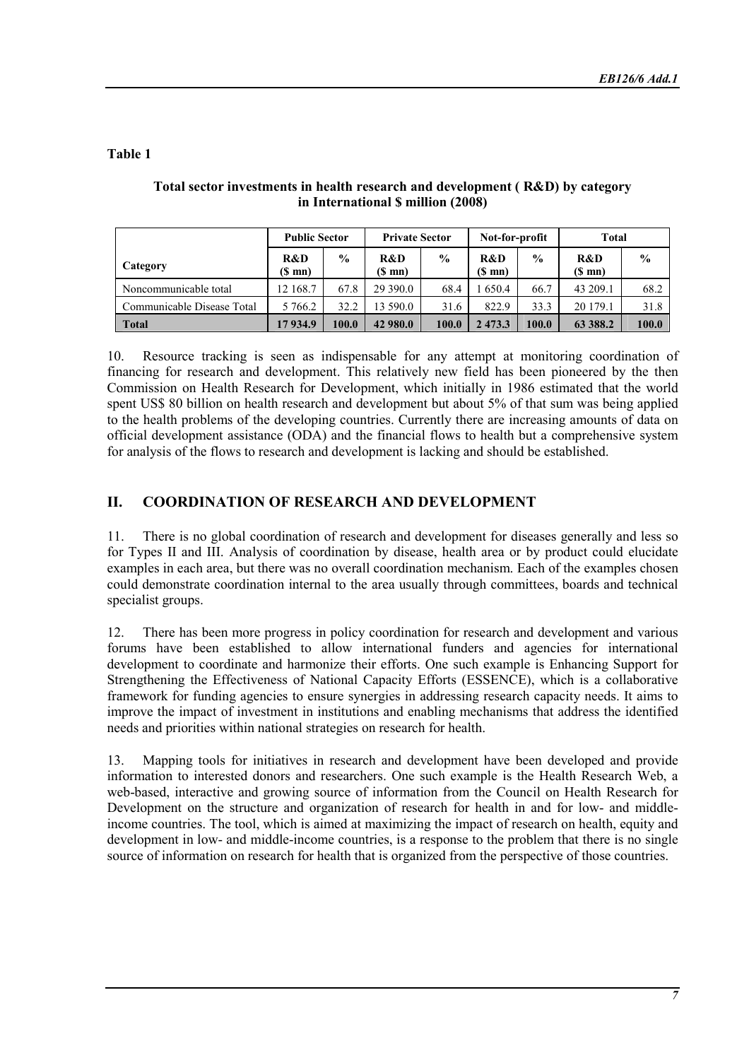**Table 1**

**Total sector investments in health research and development ( R&D) by category in International $ million (2008)**

| | Public Sector | | Private Sector | | Not-for-profit | | Total | |
|---|---|---|---|---|---|---|---|---|
| **Category** | **R&D ($ mn)** | **%** | **R&D ($ mn)** | **%** | **R&D ($ mn)** | **%** | **R&D ($ mn)** | **%** |
| Noncommunicable total | 12 168.7 | 67.8 | 29 390.0 | 68.4 | 1 650.4 | 66.7 | 43 209.1 | 68.2 |
| Communicable Disease Total | 5 766.2 | 32.2 | 13 590.0 | 31.6 | 822.9 | 33.3 | 20 179.1 | 31.8 |
| **Total** | **17 934.9** | **100.0** | **42 980.0** | **100.0** | **2 473.3** | **100.0** | **63 388.2** | **100.0** |

10. Resource tracking is seen as indispensable for any attempt at monitoring coordination of financing for research and development. This relatively new field has been pioneered by the then Commission on Health Research for Development, which initially in 1986 estimated that the world spent US$ 80 billion on health research and development but about 5% of that sum was being applied to the health problems of the developing countries. Currently there are increasing amounts of data on official development assistance (ODA) and the financial flows to health but a comprehensive system for analysis of the flows to research and development is lacking and should be established.

## II. COORDINATION OF RESEARCH AND DEVELOPMENT

11. There is no global coordination of research and development for diseases generally and less so for Types II and III. Analysis of coordination by disease, health area or by product could elucidate examples in each area, but there was no overall coordination mechanism. Each of the examples chosen could demonstrate coordination internal to the area usually through committees, boards and technical specialist groups.

12. There has been more progress in policy coordination for research and development and various forums have been established to allow international funders and agencies for international development to coordinate and harmonize their efforts. One such example is Enhancing Support for Strengthening the Effectiveness of National Capacity Efforts (ESSENCE), which is a collaborative framework for funding agencies to ensure synergies in addressing research capacity needs. It aims to improve the impact of investment in institutions and enabling mechanisms that address the identified needs and priorities within national strategies on research for health.

13. Mapping tools for initiatives in research and development have been developed and provide information to interested donors and researchers. One such example is the Health Research Web, a web-based, interactive and growing source of information from the Council on Health Research for Development on the structure and organization of research for health in and for low- and middle-income countries. The tool, which is aimed at maximizing the impact of research on health, equity and development in low- and middle-income countries, is a response to the problem that there is no single source of information on research for health that is organized from the perspective of those countries.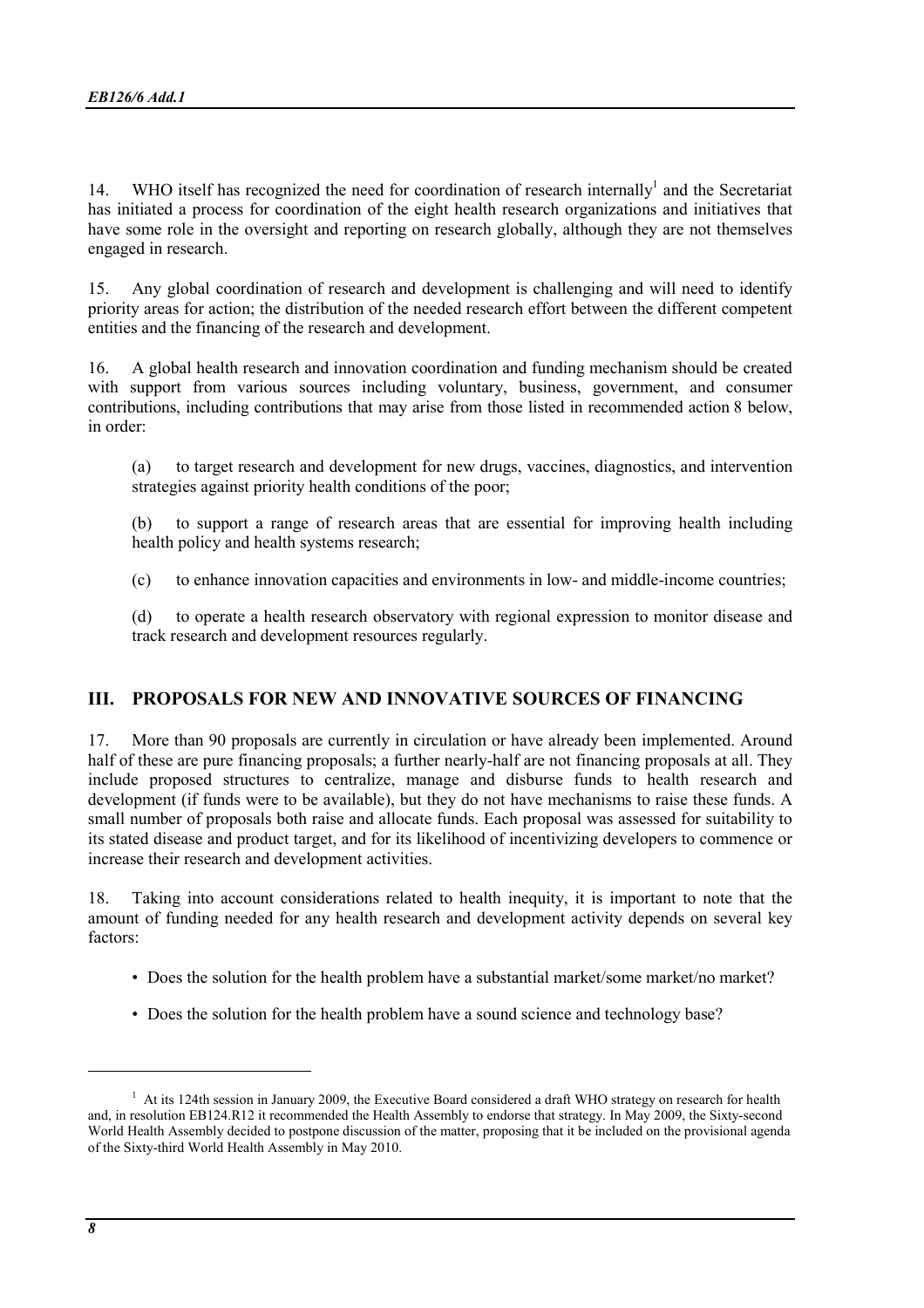14. WHO itself has recognized the need for coordination of research internally[1] and the Secretariat has initiated a process for coordination of the eight health research organizations and initiatives that have some role in the oversight and reporting on research globally, although they are not themselves engaged in research.

15. Any global coordination of research and development is challenging and will need to identify priority areas for action; the distribution of the needed research effort between the different competent entities and the financing of the research and development.

16. A global health research and innovation coordination and funding mechanism should be created with support from various sources including voluntary, business, government, and consumer contributions, including contributions that may arise from those listed in recommended action 8 below, in order:

(a) to target research and development for new drugs, vaccines, diagnostics, and intervention strategies against priority health conditions of the poor;

(b) to support a range of research areas that are essential for improving health including health policy and health systems research;

(c) to enhance innovation capacities and environments in low- and middle-income countries;

(d) to operate a health research observatory with regional expression to monitor disease and track research and development resources regularly.

## III. PROPOSALS FOR NEW AND INNOVATIVE SOURCES OF FINANCING

17. More than 90 proposals are currently in circulation or have already been implemented. Around half of these are pure financing proposals; a further nearly-half are not financing proposals at all. They include proposed structures to centralize, manage and disburse funds to health research and development (if funds were to be available), but they do not have mechanisms to raise these funds. A small number of proposals both raise and allocate funds. Each proposal was assessed for suitability to its stated disease and product target, and for its likelihood of incentivizing developers to commence or increase their research and development activities.

18. Taking into account considerations related to health inequity, it is important to note that the amount of funding needed for any health research and development activity depends on several key factors:

- Does the solution for the health problem have a substantial market/some market/no market?
- Does the solution for the health problem have a sound science and technology base?

---

[1] At its 124th session in January 2009, the Executive Board considered a draft WHO strategy on research for health and, in resolution EB124.R12 it recommended the Health Assembly to endorse that strategy. In May 2009, the Sixty-second World Health Assembly decided to postpone discussion of the matter, proposing that it be included on the provisional agenda of the Sixty-third World Health Assembly in May 2010.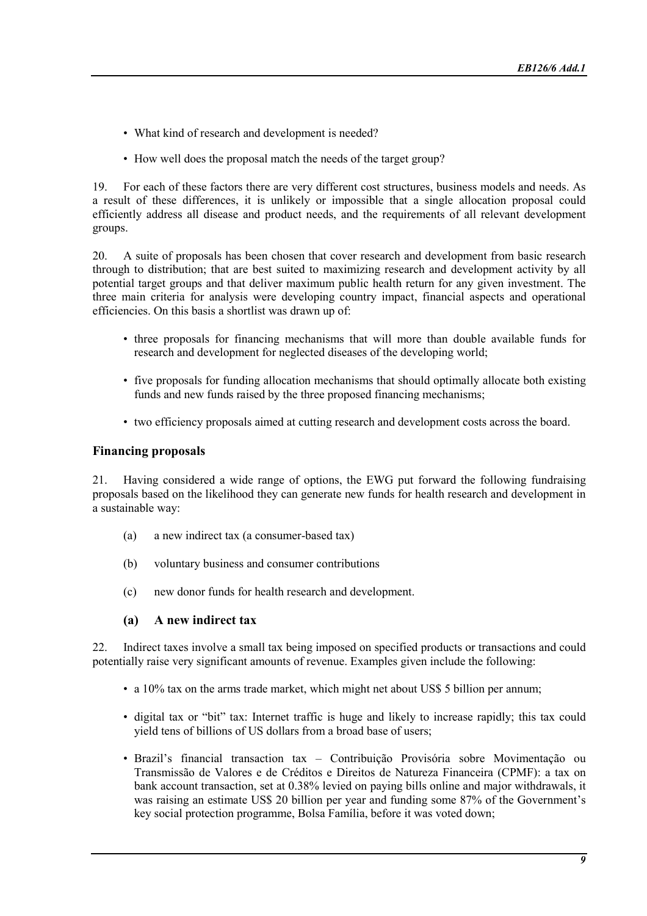- What kind of research and development is needed?
- How well does the proposal match the needs of the target group?

19. For each of these factors there are very different cost structures, business models and needs. As a result of these differences, it is unlikely or impossible that a single allocation proposal could efficiently address all disease and product needs, and the requirements of all relevant development groups.

20. A suite of proposals has been chosen that cover research and development from basic research through to distribution; that are best suited to maximizing research and development activity by all potential target groups and that deliver maximum public health return for any given investment. The three main criteria for analysis were developing country impact, financial aspects and operational efficiencies. On this basis a shortlist was drawn up of:

- three proposals for financing mechanisms that will more than double available funds for research and development for neglected diseases of the developing world;
- five proposals for funding allocation mechanisms that should optimally allocate both existing funds and new funds raised by the three proposed financing mechanisms;
- two efficiency proposals aimed at cutting research and development costs across the board.

## Financing proposals

21. Having considered a wide range of options, the EWG put forward the following fundraising proposals based on the likelihood they can generate new funds for health research and development in a sustainable way:

(a) a new indirect tax (a consumer-based tax)

(b) voluntary business and consumer contributions

(c) new donor funds for health research and development.

### (a) A new indirect tax

22. Indirect taxes involve a small tax being imposed on specified products or transactions and could potentially raise very significant amounts of revenue. Examples given include the following:

- a 10% tax on the arms trade market, which might net about US$ 5 billion per annum;
- digital tax or "bit" tax: Internet traffic is huge and likely to increase rapidly; this tax could yield tens of billions of US dollars from a broad base of users;
- Brazil's financial transaction tax – Contribuição Provisória sobre Movimentação ou Transmissão de Valores e de Créditos e Direitos de Natureza Financeira (CPMF): a tax on bank account transaction, set at 0.38% levied on paying bills online and major withdrawals, it was raising an estimate US$ 20 billion per year and funding some 87% of the Government's key social protection programme, Bolsa Família, before it was voted down;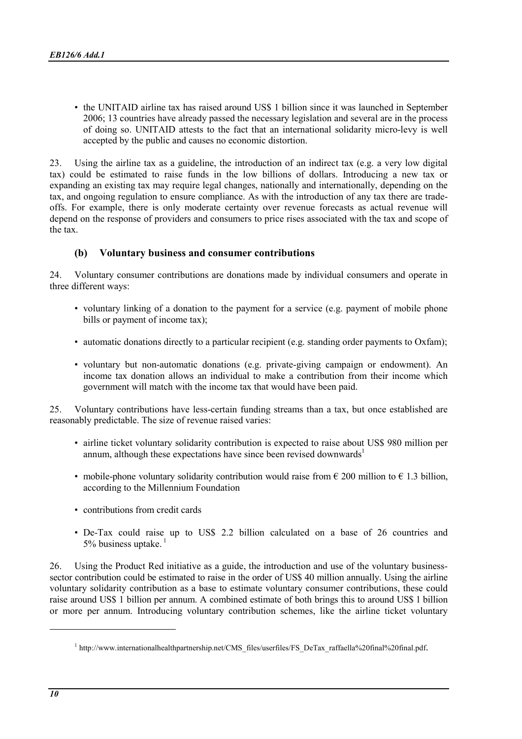- the UNITAID airline tax has raised around US$ 1 billion since it was launched in September 2006; 13 countries have already passed the necessary legislation and several are in the process of doing so. UNITAID attests to the fact that an international solidarity micro-levy is well accepted by the public and causes no economic distortion.

23. Using the airline tax as a guideline, the introduction of an indirect tax (e.g. a very low digital tax) could be estimated to raise funds in the low billions of dollars. Introducing a new tax or expanding an existing tax may require legal changes, nationally and internationally, depending on the tax, and ongoing regulation to ensure compliance. As with the introduction of any tax there are trade-offs. For example, there is only moderate certainty over revenue forecasts as actual revenue will depend on the response of providers and consumers to price rises associated with the tax and scope of the tax.

### (b) Voluntary business and consumer contributions

24. Voluntary consumer contributions are donations made by individual consumers and operate in three different ways:

- voluntary linking of a donation to the payment for a service (e.g. payment of mobile phone bills or payment of income tax);
- automatic donations directly to a particular recipient (e.g. standing order payments to Oxfam);
- voluntary but non-automatic donations (e.g. private-giving campaign or endowment). An income tax donation allows an individual to make a contribution from their income which government will match with the income tax that would have been paid.

25. Voluntary contributions have less-certain funding streams than a tax, but once established are reasonably predictable. The size of revenue raised varies:

- airline ticket voluntary solidarity contribution is expected to raise about US$ 980 million per annum, although these expectations have since been revised downwards[1]
- mobile-phone voluntary solidarity contribution would raise from € 200 million to € 1.3 billion, according to the Millennium Foundation
- contributions from credit cards
- De-Tax could raise up to US$ 2.2 billion calculated on a base of 26 countries and 5% business uptake.[1]

26. Using the Product Red initiative as a guide, the introduction and use of the voluntary business-sector contribution could be estimated to raise in the order of US$ 40 million annually. Using the airline voluntary solidarity contribution as a base to estimate voluntary consumer contributions, these could raise around US$ 1 billion per annum. A combined estimate of both brings this to around US$ 1 billion or more per annum. Introducing voluntary contribution schemes, like the airline ticket voluntary

---

[1] http://www.internationalhealthpartnership.net/CMS_files/userfiles/FS_DeTax_raffaella%20final%20final.pdf.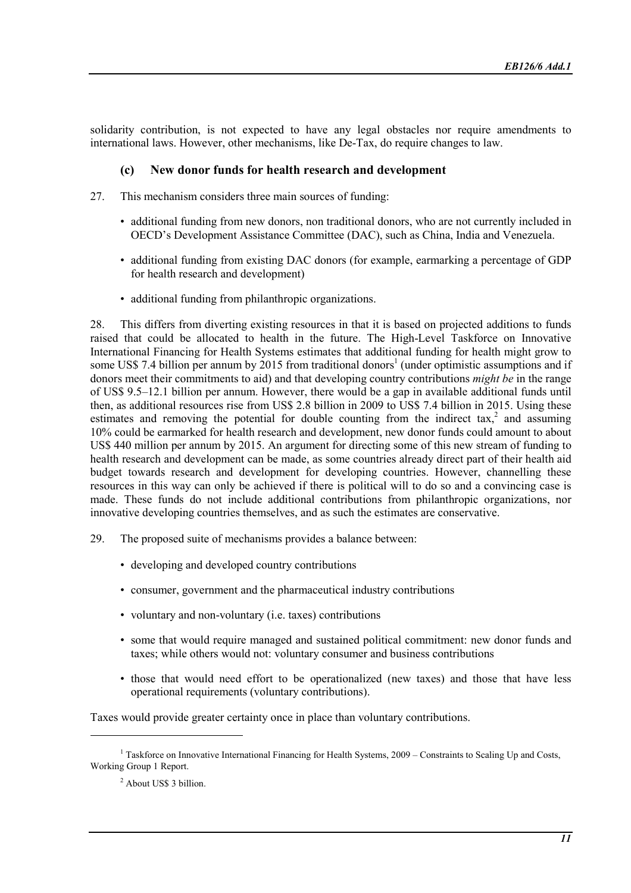solidarity contribution, is not expected to have any legal obstacles nor require amendments to international laws. However, other mechanisms, like De-Tax, do require changes to law.

### (c) New donor funds for health research and development

27. This mechanism considers three main sources of funding:

- additional funding from new donors, non traditional donors, who are not currently included in OECD's Development Assistance Committee (DAC), such as China, India and Venezuela.
- additional funding from existing DAC donors (for example, earmarking a percentage of GDP for health research and development)
- additional funding from philanthropic organizations.

28. This differs from diverting existing resources in that it is based on projected additions to funds raised that could be allocated to health in the future. The High-Level Taskforce on Innovative International Financing for Health Systems estimates that additional funding for health might grow to some US$ 7.4 billion per annum by 2015 from traditional donors[1] (under optimistic assumptions and if donors meet their commitments to aid) and that developing country contributions *might be* in the range of US$ 9.5–12.1 billion per annum. However, there would be a gap in available additional funds until then, as additional resources rise from US$ 2.8 billion in 2009 to US$ 7.4 billion in 2015. Using these estimates and removing the potential for double counting from the indirect tax,[2] and assuming 10% could be earmarked for health research and development, new donor funds could amount to about US$ 440 million per annum by 2015. An argument for directing some of this new stream of funding to health research and development can be made, as some countries already direct part of their health aid budget towards research and development for developing countries. However, channelling these resources in this way can only be achieved if there is political will to do so and a convincing case is made. These funds do not include additional contributions from philanthropic organizations, nor innovative developing countries themselves, and as such the estimates are conservative.

29. The proposed suite of mechanisms provides a balance between:

- developing and developed country contributions
- consumer, government and the pharmaceutical industry contributions
- voluntary and non-voluntary (i.e. taxes) contributions
- some that would require managed and sustained political commitment: new donor funds and taxes; while others would not: voluntary consumer and business contributions
- those that would need effort to be operationalized (new taxes) and those that have less operational requirements (voluntary contributions).

Taxes would provide greater certainty once in place than voluntary contributions.

---

[1] Taskforce on Innovative International Financing for Health Systems, 2009 – Constraints to Scaling Up and Costs, Working Group 1 Report.

[2] About US$ 3 billion.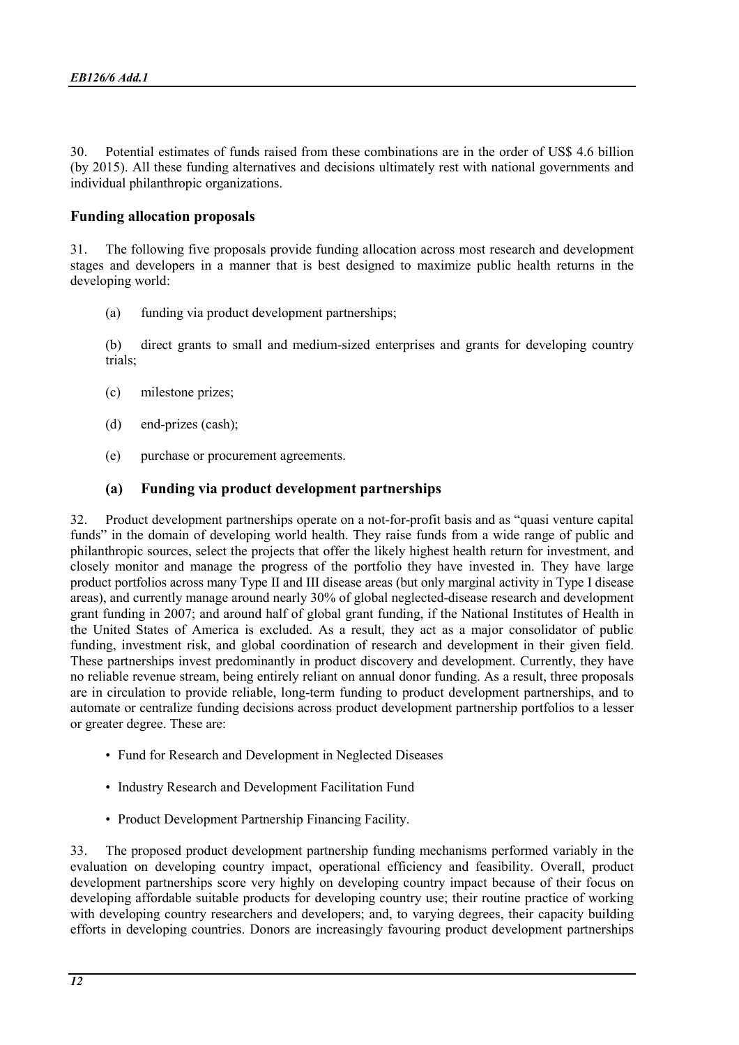30. Potential estimates of funds raised from these combinations are in the order of US$ 4.6 billion (by 2015). All these funding alternatives and decisions ultimately rest with national governments and individual philanthropic organizations.

## Funding allocation proposals

31. The following five proposals provide funding allocation across most research and development stages and developers in a manner that is best designed to maximize public health returns in the developing world:

(a) funding via product development partnerships;

(b) direct grants to small and medium-sized enterprises and grants for developing country trials;

(c) milestone prizes;

(d) end-prizes (cash);

(e) purchase or procurement agreements.

### (a) Funding via product development partnerships

32. Product development partnerships operate on a not-for-profit basis and as "quasi venture capital funds" in the domain of developing world health. They raise funds from a wide range of public and philanthropic sources, select the projects that offer the likely highest health return for investment, and closely monitor and manage the progress of the portfolio they have invested in. They have large product portfolios across many Type II and III disease areas (but only marginal activity in Type I disease areas), and currently manage around nearly 30% of global neglected-disease research and development grant funding in 2007; and around half of global grant funding, if the National Institutes of Health in the United States of America is excluded. As a result, they act as a major consolidator of public funding, investment risk, and global coordination of research and development in their given field. These partnerships invest predominantly in product discovery and development. Currently, they have no reliable revenue stream, being entirely reliant on annual donor funding. As a result, three proposals are in circulation to provide reliable, long-term funding to product development partnerships, and to automate or centralize funding decisions across product development partnership portfolios to a lesser or greater degree. These are:

- Fund for Research and Development in Neglected Diseases
- Industry Research and Development Facilitation Fund
- Product Development Partnership Financing Facility.

33. The proposed product development partnership funding mechanisms performed variably in the evaluation on developing country impact, operational efficiency and feasibility. Overall, product development partnerships score very highly on developing country impact because of their focus on developing affordable suitable products for developing country use; their routine practice of working with developing country researchers and developers; and, to varying degrees, their capacity building efforts in developing countries. Donors are increasingly favouring product development partnerships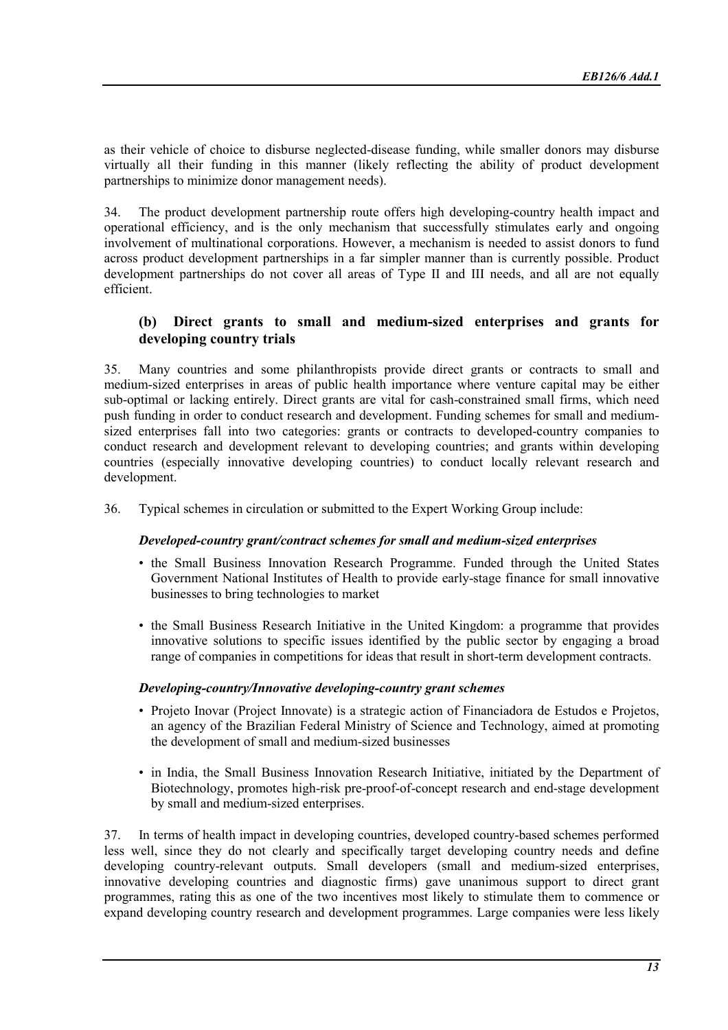as their vehicle of choice to disburse neglected-disease funding, while smaller donors may disburse virtually all their funding in this manner (likely reflecting the ability of product development partnerships to minimize donor management needs).

34. The product development partnership route offers high developing-country health impact and operational efficiency, and is the only mechanism that successfully stimulates early and ongoing involvement of multinational corporations. However, a mechanism is needed to assist donors to fund across product development partnerships in a far simpler manner than is currently possible. Product development partnerships do not cover all areas of Type II and III needs, and all are not equally efficient.

### (b) Direct grants to small and medium-sized enterprises and grants for developing country trials

35. Many countries and some philanthropists provide direct grants or contracts to small and medium-sized enterprises in areas of public health importance where venture capital may be either sub-optimal or lacking entirely. Direct grants are vital for cash-constrained small firms, which need push funding in order to conduct research and development. Funding schemes for small and medium-sized enterprises fall into two categories: grants or contracts to developed-country companies to conduct research and development relevant to developing countries; and grants within developing countries (especially innovative developing countries) to conduct locally relevant research and development.

36. Typical schemes in circulation or submitted to the Expert Working Group include:

***Developed-country grant/contract schemes for small and medium-sized enterprises***

- the Small Business Innovation Research Programme. Funded through the United States Government National Institutes of Health to provide early-stage finance for small innovative businesses to bring technologies to market
- the Small Business Research Initiative in the United Kingdom: a programme that provides innovative solutions to specific issues identified by the public sector by engaging a broad range of companies in competitions for ideas that result in short-term development contracts.

***Developing-country/Innovative developing-country grant schemes***

- Projeto Inovar (Project Innovate) is a strategic action of Financiadora de Estudos e Projetos, an agency of the Brazilian Federal Ministry of Science and Technology, aimed at promoting the development of small and medium-sized businesses
- in India, the Small Business Innovation Research Initiative, initiated by the Department of Biotechnology, promotes high-risk pre-proof-of-concept research and end-stage development by small and medium-sized enterprises.

37. In terms of health impact in developing countries, developed country-based schemes performed less well, since they do not clearly and specifically target developing country needs and define developing country-relevant outputs. Small developers (small and medium-sized enterprises, innovative developing countries and diagnostic firms) gave unanimous support to direct grant programmes, rating this as one of the two incentives most likely to stimulate them to commence or expand developing country research and development programmes. Large companies were less likely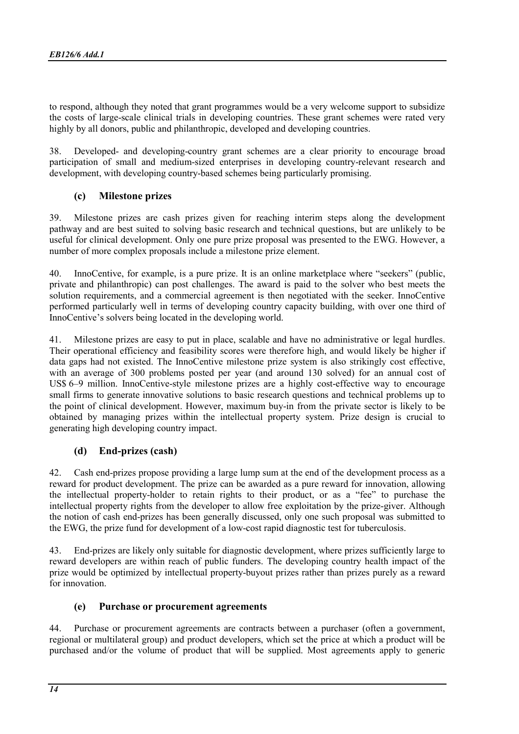to respond, although they noted that grant programmes would be a very welcome support to subsidize the costs of large-scale clinical trials in developing countries. These grant schemes were rated very highly by all donors, public and philanthropic, developed and developing countries.

38. Developed- and developing-country grant schemes are a clear priority to encourage broad participation of small and medium-sized enterprises in developing country-relevant research and development, with developing country-based schemes being particularly promising.

### (c) Milestone prizes

39. Milestone prizes are cash prizes given for reaching interim steps along the development pathway and are best suited to solving basic research and technical questions, but are unlikely to be useful for clinical development. Only one pure prize proposal was presented to the EWG. However, a number of more complex proposals include a milestone prize element.

40. InnoCentive, for example, is a pure prize. It is an online marketplace where "seekers" (public, private and philanthropic) can post challenges. The award is paid to the solver who best meets the solution requirements, and a commercial agreement is then negotiated with the seeker. InnoCentive performed particularly well in terms of developing country capacity building, with over one third of InnoCentive's solvers being located in the developing world.

41. Milestone prizes are easy to put in place, scalable and have no administrative or legal hurdles. Their operational efficiency and feasibility scores were therefore high, and would likely be higher if data gaps had not existed. The InnoCentive milestone prize system is also strikingly cost effective, with an average of 300 problems posted per year (and around 130 solved) for an annual cost of US$ 6–9 million. InnoCentive-style milestone prizes are a highly cost-effective way to encourage small firms to generate innovative solutions to basic research questions and technical problems up to the point of clinical development. However, maximum buy-in from the private sector is likely to be obtained by managing prizes within the intellectual property system. Prize design is crucial to generating high developing country impact.

### (d) End-prizes (cash)

42. Cash end-prizes propose providing a large lump sum at the end of the development process as a reward for product development. The prize can be awarded as a pure reward for innovation, allowing the intellectual property-holder to retain rights to their product, or as a "fee" to purchase the intellectual property rights from the developer to allow free exploitation by the prize-giver. Although the notion of cash end-prizes has been generally discussed, only one such proposal was submitted to the EWG, the prize fund for development of a low-cost rapid diagnostic test for tuberculosis.

43. End-prizes are likely only suitable for diagnostic development, where prizes sufficiently large to reward developers are within reach of public funders. The developing country health impact of the prize would be optimized by intellectual property-buyout prizes rather than prizes purely as a reward for innovation.

### (e) Purchase or procurement agreements

44. Purchase or procurement agreements are contracts between a purchaser (often a government, regional or multilateral group) and product developers, which set the price at which a product will be purchased and/or the volume of product that will be supplied. Most agreements apply to generic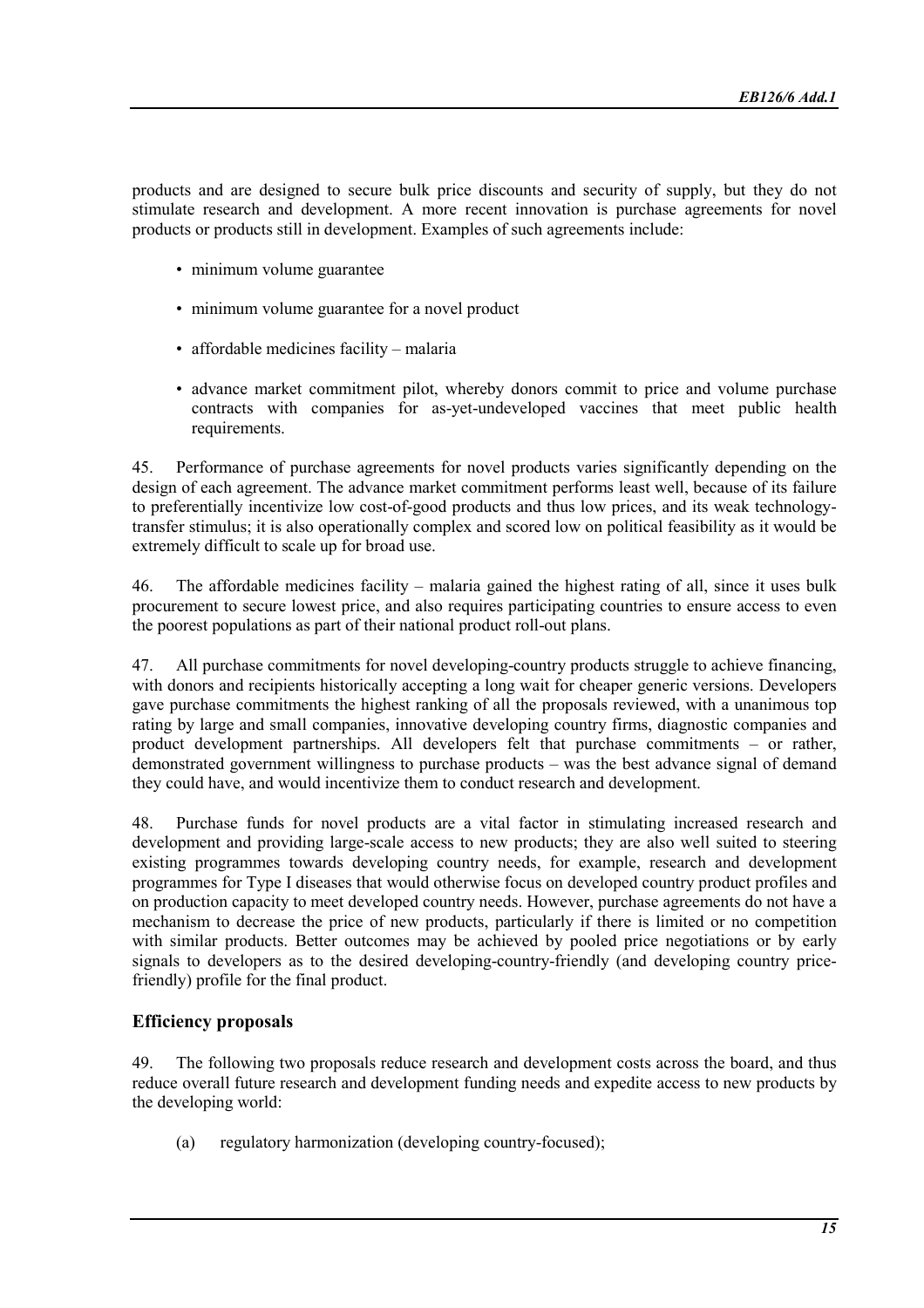products and are designed to secure bulk price discounts and security of supply, but they do not stimulate research and development. A more recent innovation is purchase agreements for novel products or products still in development. Examples of such agreements include:

- minimum volume guarantee
- minimum volume guarantee for a novel product
- affordable medicines facility – malaria
- advance market commitment pilot, whereby donors commit to price and volume purchase contracts with companies for as-yet-undeveloped vaccines that meet public health requirements.

45. Performance of purchase agreements for novel products varies significantly depending on the design of each agreement. The advance market commitment performs least well, because of its failure to preferentially incentivize low cost-of-good products and thus low prices, and its weak technology-transfer stimulus; it is also operationally complex and scored low on political feasibility as it would be extremely difficult to scale up for broad use.

46. The affordable medicines facility – malaria gained the highest rating of all, since it uses bulk procurement to secure lowest price, and also requires participating countries to ensure access to even the poorest populations as part of their national product roll-out plans.

47. All purchase commitments for novel developing-country products struggle to achieve financing, with donors and recipients historically accepting a long wait for cheaper generic versions. Developers gave purchase commitments the highest ranking of all the proposals reviewed, with a unanimous top rating by large and small companies, innovative developing country firms, diagnostic companies and product development partnerships. All developers felt that purchase commitments – or rather, demonstrated government willingness to purchase products – was the best advance signal of demand they could have, and would incentivize them to conduct research and development.

48. Purchase funds for novel products are a vital factor in stimulating increased research and development and providing large-scale access to new products; they are also well suited to steering existing programmes towards developing country needs, for example, research and development programmes for Type I diseases that would otherwise focus on developed country product profiles and on production capacity to meet developed country needs. However, purchase agreements do not have a mechanism to decrease the price of new products, particularly if there is limited or no competition with similar products. Better outcomes may be achieved by pooled price negotiations or by early signals to developers as to the desired developing-country-friendly (and developing country price-friendly) profile for the final product.

### Efficiency proposals

49. The following two proposals reduce research and development costs across the board, and thus reduce overall future research and development funding needs and expedite access to new products by the developing world:

(a) regulatory harmonization (developing country-focused);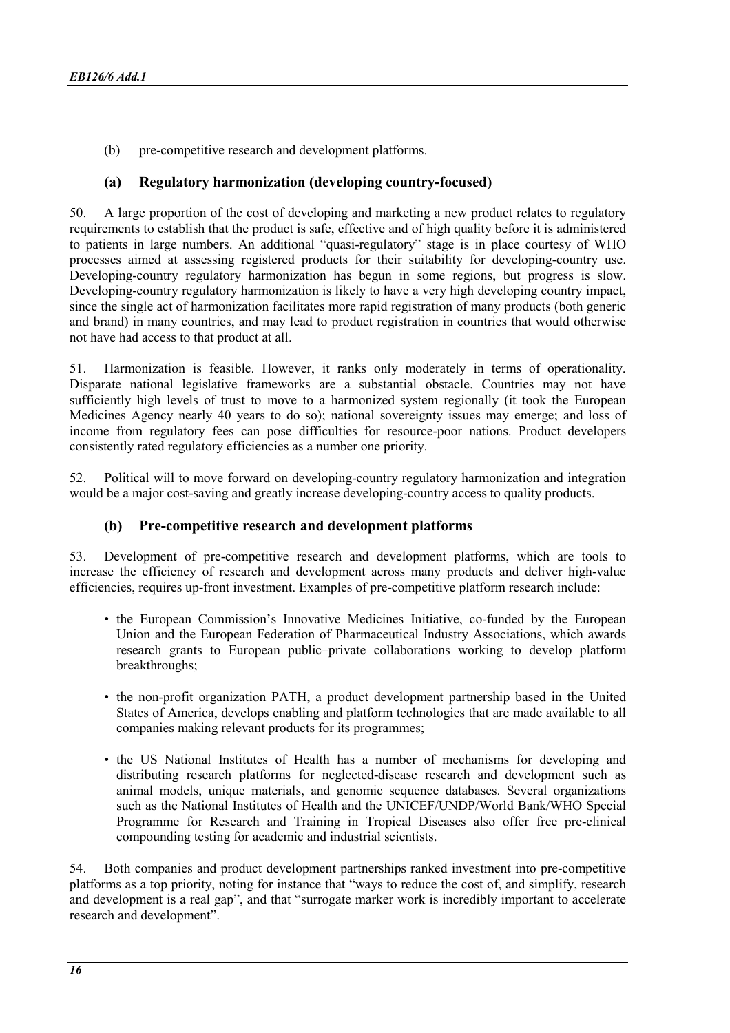(b) pre-competitive research and development platforms.

### (a) Regulatory harmonization (developing country-focused)

50. A large proportion of the cost of developing and marketing a new product relates to regulatory requirements to establish that the product is safe, effective and of high quality before it is administered to patients in large numbers. An additional "quasi-regulatory" stage is in place courtesy of WHO processes aimed at assessing registered products for their suitability for developing-country use. Developing-country regulatory harmonization has begun in some regions, but progress is slow. Developing-country regulatory harmonization is likely to have a very high developing country impact, since the single act of harmonization facilitates more rapid registration of many products (both generic and brand) in many countries, and may lead to product registration in countries that would otherwise not have had access to that product at all.

51. Harmonization is feasible. However, it ranks only moderately in terms of operationality. Disparate national legislative frameworks are a substantial obstacle. Countries may not have sufficiently high levels of trust to move to a harmonized system regionally (it took the European Medicines Agency nearly 40 years to do so); national sovereignty issues may emerge; and loss of income from regulatory fees can pose difficulties for resource-poor nations. Product developers consistently rated regulatory efficiencies as a number one priority.

52. Political will to move forward on developing-country regulatory harmonization and integration would be a major cost-saving and greatly increase developing-country access to quality products.

### (b) Pre-competitive research and development platforms

53. Development of pre-competitive research and development platforms, which are tools to increase the efficiency of research and development across many products and deliver high-value efficiencies, requires up-front investment. Examples of pre-competitive platform research include:

- the European Commission's Innovative Medicines Initiative, co-funded by the European Union and the European Federation of Pharmaceutical Industry Associations, which awards research grants to European public–private collaborations working to develop platform breakthroughs;

- the non-profit organization PATH, a product development partnership based in the United States of America, develops enabling and platform technologies that are made available to all companies making relevant products for its programmes;

- the US National Institutes of Health has a number of mechanisms for developing and distributing research platforms for neglected-disease research and development such as animal models, unique materials, and genomic sequence databases. Several organizations such as the National Institutes of Health and the UNICEF/UNDP/World Bank/WHO Special Programme for Research and Training in Tropical Diseases also offer free pre-clinical compounding testing for academic and industrial scientists.

54. Both companies and product development partnerships ranked investment into pre-competitive platforms as a top priority, noting for instance that "ways to reduce the cost of, and simplify, research and development is a real gap", and that "surrogate marker work is incredibly important to accelerate research and development".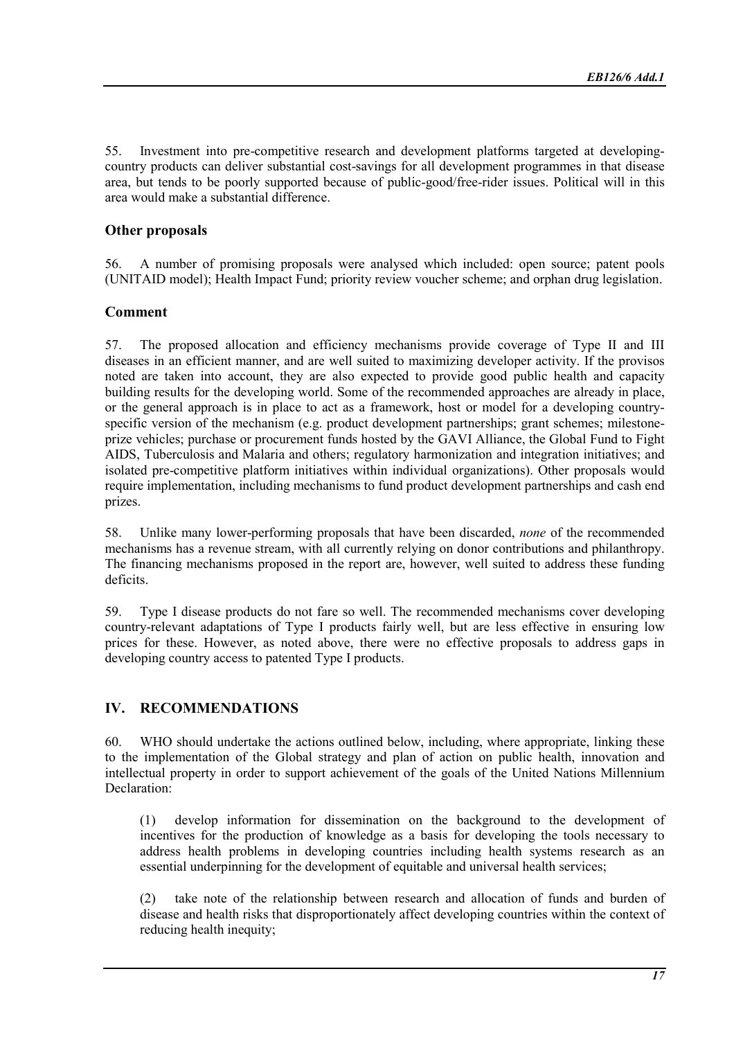55. Investment into pre-competitive research and development platforms targeted at developing-country products can deliver substantial cost-savings for all development programmes in that disease area, but tends to be poorly supported because of public-good/free-rider issues. Political will in this area would make a substantial difference.

### Other proposals

56. A number of promising proposals were analysed which included: open source; patent pools (UNITAID model); Health Impact Fund; priority review voucher scheme; and orphan drug legislation.

### Comment

57. The proposed allocation and efficiency mechanisms provide coverage of Type II and III diseases in an efficient manner, and are well suited to maximizing developer activity. If the provisos noted are taken into account, they are also expected to provide good public health and capacity building results for the developing world. Some of the recommended approaches are already in place, or the general approach is in place to act as a framework, host or model for a developing country-specific version of the mechanism (e.g. product development partnerships; grant schemes; milestone-prize vehicles; purchase or procurement funds hosted by the GAVI Alliance, the Global Fund to Fight AIDS, Tuberculosis and Malaria and others; regulatory harmonization and integration initiatives; and isolated pre-competitive platform initiatives within individual organizations). Other proposals would require implementation, including mechanisms to fund product development partnerships and cash end prizes.

58. Unlike many lower-performing proposals that have been discarded, *none* of the recommended mechanisms has a revenue stream, with all currently relying on donor contributions and philanthropy. The financing mechanisms proposed in the report are, however, well suited to address these funding deficits.

59. Type I disease products do not fare so well. The recommended mechanisms cover developing country-relevant adaptations of Type I products fairly well, but are less effective in ensuring low prices for these. However, as noted above, there were no effective proposals to address gaps in developing country access to patented Type I products.

## IV. RECOMMENDATIONS

60. WHO should undertake the actions outlined below, including, where appropriate, linking these to the implementation of the Global strategy and plan of action on public health, innovation and intellectual property in order to support achievement of the goals of the United Nations Millennium Declaration:

(1) develop information for dissemination on the background to the development of incentives for the production of knowledge as a basis for developing the tools necessary to address health problems in developing countries including health systems research as an essential underpinning for the development of equitable and universal health services;

(2) take note of the relationship between research and allocation of funds and burden of disease and health risks that disproportionately affect developing countries within the context of reducing health inequity;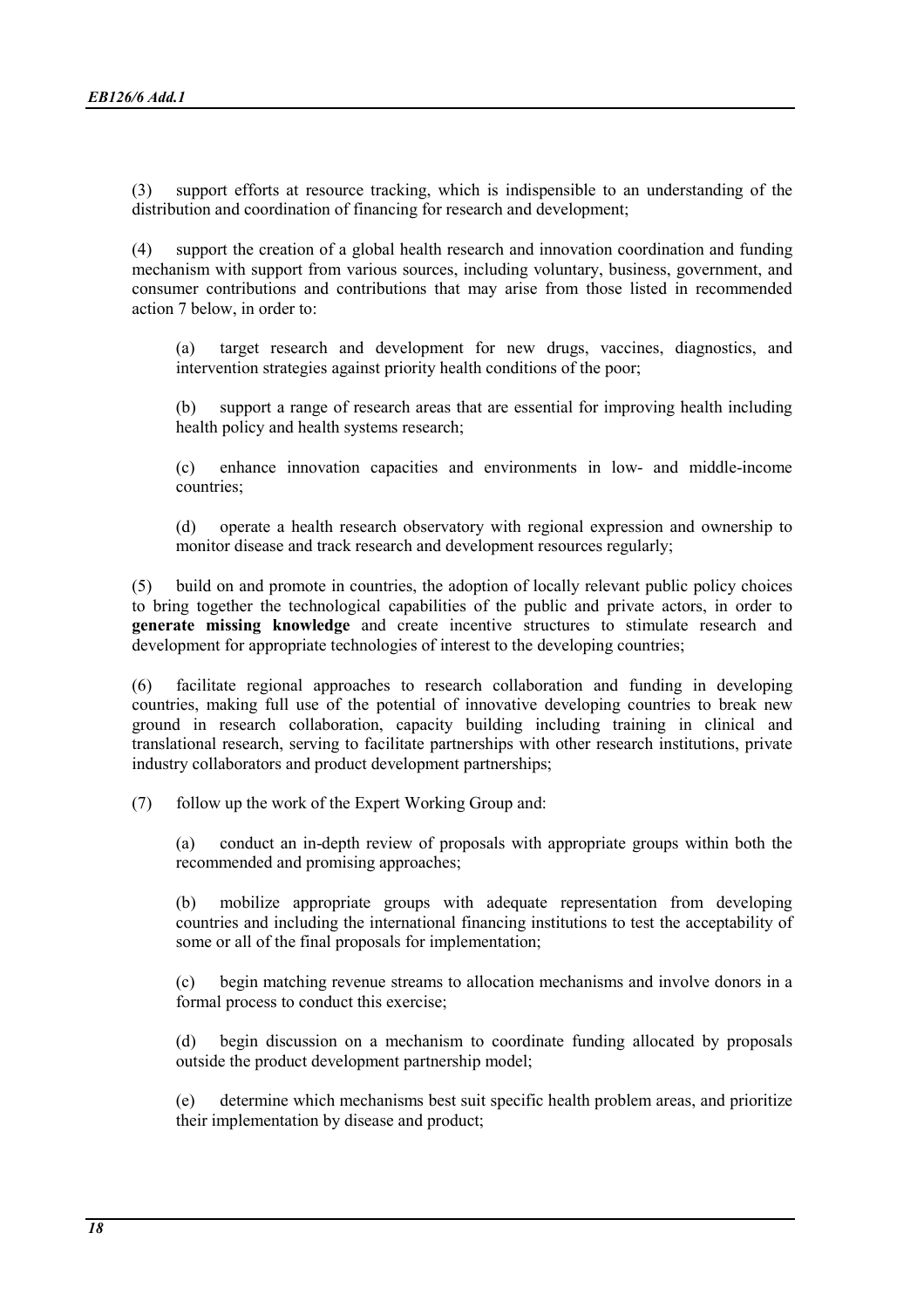(3) support efforts at resource tracking, which is indispensible to an understanding of the distribution and coordination of financing for research and development;

(4) support the creation of a global health research and innovation coordination and funding mechanism with support from various sources, including voluntary, business, government, and consumer contributions and contributions that may arise from those listed in recommended action 7 below, in order to:

> (a) target research and development for new drugs, vaccines, diagnostics, and intervention strategies against priority health conditions of the poor;
>
> (b) support a range of research areas that are essential for improving health including health policy and health systems research;
>
> (c) enhance innovation capacities and environments in low- and middle-income countries;
>
> (d) operate a health research observatory with regional expression and ownership to monitor disease and track research and development resources regularly;

(5) build on and promote in countries, the adoption of locally relevant public policy choices to bring together the technological capabilities of the public and private actors, in order to **generate missing knowledge** and create incentive structures to stimulate research and development for appropriate technologies of interest to the developing countries;

(6) facilitate regional approaches to research collaboration and funding in developing countries, making full use of the potential of innovative developing countries to break new ground in research collaboration, capacity building including training in clinical and translational research, serving to facilitate partnerships with other research institutions, private industry collaborators and product development partnerships;

(7) follow up the work of the Expert Working Group and:

> (a) conduct an in-depth review of proposals with appropriate groups within both the recommended and promising approaches;
>
> (b) mobilize appropriate groups with adequate representation from developing countries and including the international financing institutions to test the acceptability of some or all of the final proposals for implementation;
>
> (c) begin matching revenue streams to allocation mechanisms and involve donors in a formal process to conduct this exercise;
>
> (d) begin discussion on a mechanism to coordinate funding allocated by proposals outside the product development partnership model;
>
> (e) determine which mechanisms best suit specific health problem areas, and prioritize their implementation by disease and product;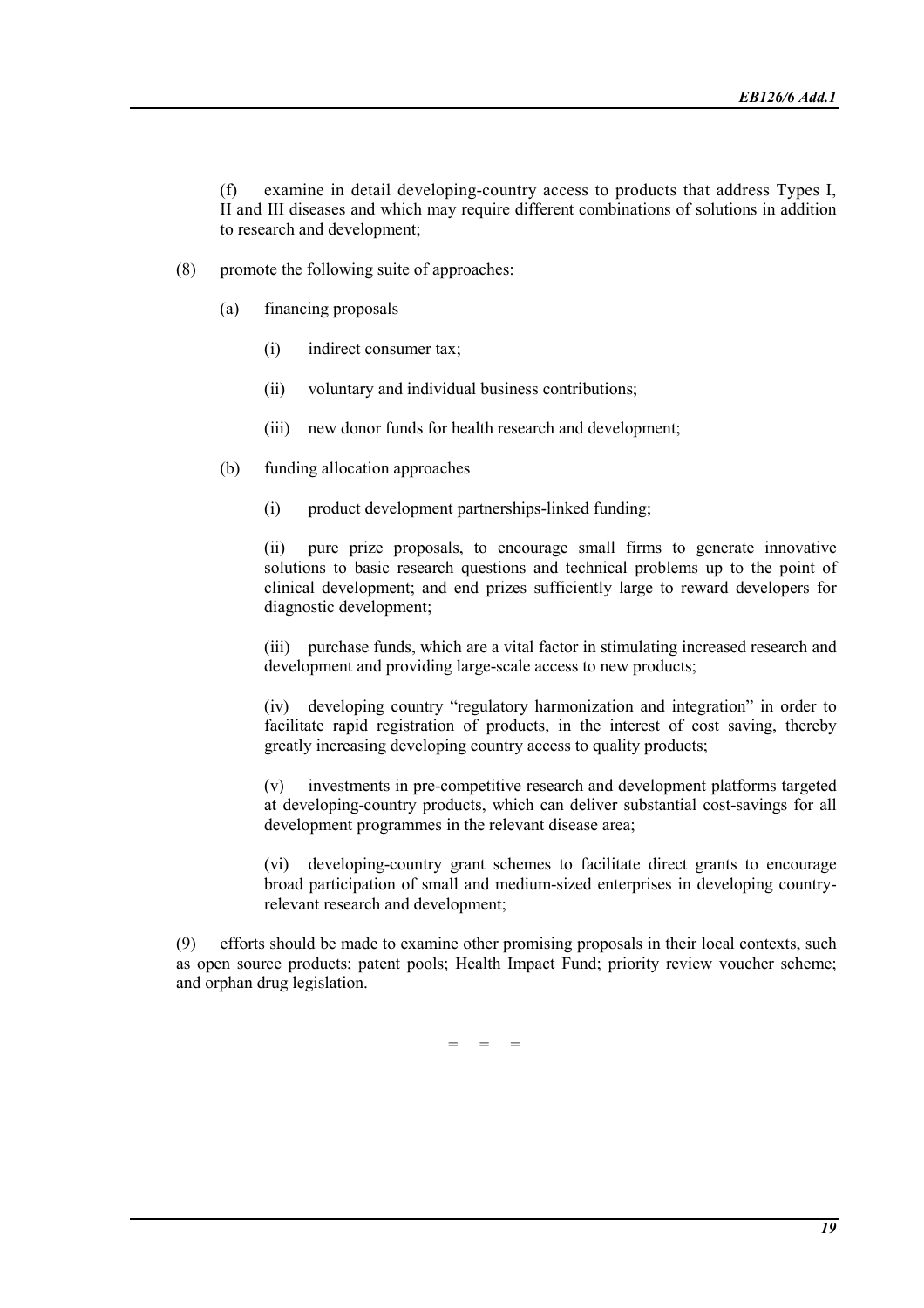(f) examine in detail developing-country access to products that address Types I, II and III diseases and which may require different combinations of solutions in addition to research and development;

(8) promote the following suite of approaches:

(a) financing proposals

(i) indirect consumer tax;

(ii) voluntary and individual business contributions;

(iii) new donor funds for health research and development;

(b) funding allocation approaches

(i) product development partnerships-linked funding;

(ii) pure prize proposals, to encourage small firms to generate innovative solutions to basic research questions and technical problems up to the point of clinical development; and end prizes sufficiently large to reward developers for diagnostic development;

(iii) purchase funds, which are a vital factor in stimulating increased research and development and providing large-scale access to new products;

(iv) developing country "regulatory harmonization and integration" in order to facilitate rapid registration of products, in the interest of cost saving, thereby greatly increasing developing country access to quality products;

(v) investments in pre-competitive research and development platforms targeted at developing-country products, which can deliver substantial cost-savings for all development programmes in the relevant disease area;

(vi) developing-country grant schemes to facilitate direct grants to encourage broad participation of small and medium-sized enterprises in developing country-relevant research and development;

(9) efforts should be made to examine other promising proposals in their local contexts, such as open source products; patent pools; Health Impact Fund; priority review voucher scheme; and orphan drug legislation.

= = =